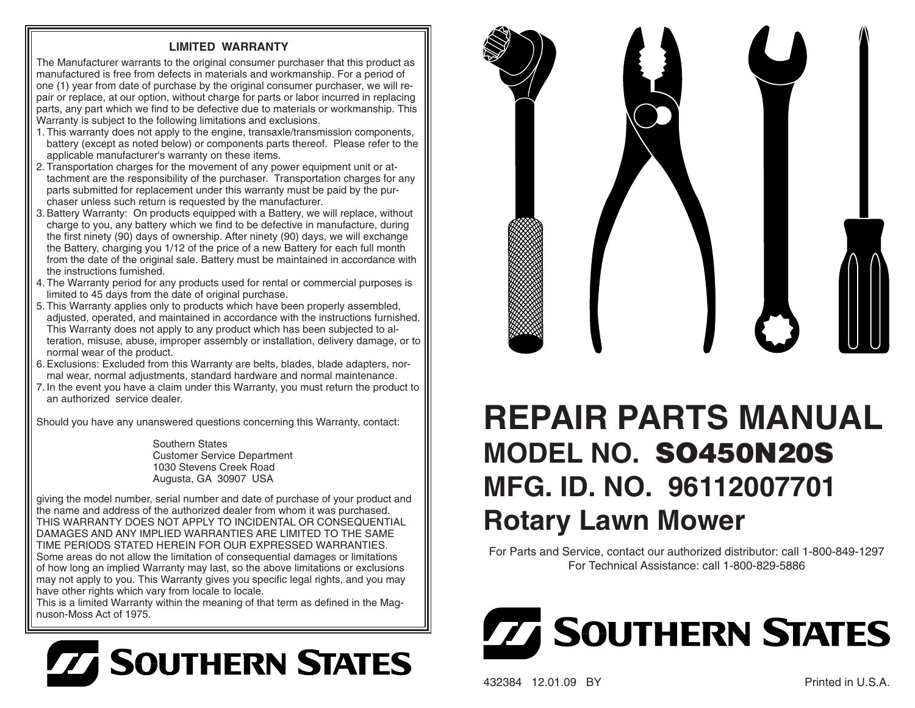## LIMITED WARRANTY

The Manufacturer warrants to the original consumer purchaser that this product as manufactured is free from defects in materials and workmanship. For a period of one (1) year from date of purchase by the original consumer purchaser, we will repair or replace, at our option, without charge for parts or labor incurred in replacing parts, any part which we find to be defective due to materials or workmanship. This Warranty is subject to the following limitations and exclusions.

1. This warranty does not apply to the engine, transaxle/transmission components, battery (except as noted below) or components parts thereof. Please refer to the applicable manufacturer's warranty on these items.
2. Transportation charges for the movement of any power equipment unit or attachment are the responsibility of the purchaser. Transportation charges for any parts submitted for replacement under this warranty must be paid by the purchaser unless such return is requested by the manufacturer.
3. Battery Warranty: On products equipped with a Battery, we will replace, without charge to you, any battery which we find to be defective in manufacture, during the first ninety (90) days of ownership. After ninety (90) days, we will exchange the Battery, charging you 1/12 of the price of a new Battery for each full month from the date of the original sale. Battery must be maintained in accordance with the instructions furnished.
4. The Warranty period for any products used for rental or commercial purposes is limited to 45 days from the date of original purchase.
5. This Warranty applies only to products which have been properly assembled, adjusted, operated, and maintained in accordance with the instructions furnished. This Warranty does not apply to any product which has been subjected to alteration, misuse, abuse, improper assembly or installation, delivery damage, or to normal wear of the product.
6. Exclusions: Excluded from this Warranty are belts, blades, blade adapters, normal wear, normal adjustments, standard hardware and normal maintenance.
7. In the event you have a claim under this Warranty, you must return the product to an authorized service dealer.

Should you have any unanswered questions concerning this Warranty, contact:

Southern States
Customer Service Department
1030 Stevens Creek Road
Augusta, GA 30907 USA

giving the model number, serial number and date of purchase of your product and the name and address of the authorized dealer from whom it was purchased.
THIS WARRANTY DOES NOT APPLY TO INCIDENTAL OR CONSEQUENTIAL DAMAGES AND ANY IMPLIED WARRANTIES ARE LIMITED TO THE SAME TIME PERIODS STATED HEREIN FOR OUR EXPRESSED WARRANTIES.
Some areas do not allow the limitation of consequential damages or limitations of how long an implied Warranty may last, so the above limitations or exclusions may not apply to you. This Warranty gives you specific legal rights, and you may have other rights which vary from locale to locale.
This is a limited Warranty within the meaning of that term as defined in the Magnuson-Moss Act of 1975.

**SOUTHERN STATES**

# REPAIR PARTS MANUAL

## MODEL NO. SO450N20S

## MFG. ID. NO. 96112007701

## Rotary Lawn Mower

For Parts and Service, contact our authorized distributor: call 1-800-849-1297
For Technical Assistance: call 1-800-829-5886

**SOUTHERN STATES**

432384 12.01.09 BY

Printed in U.S.A.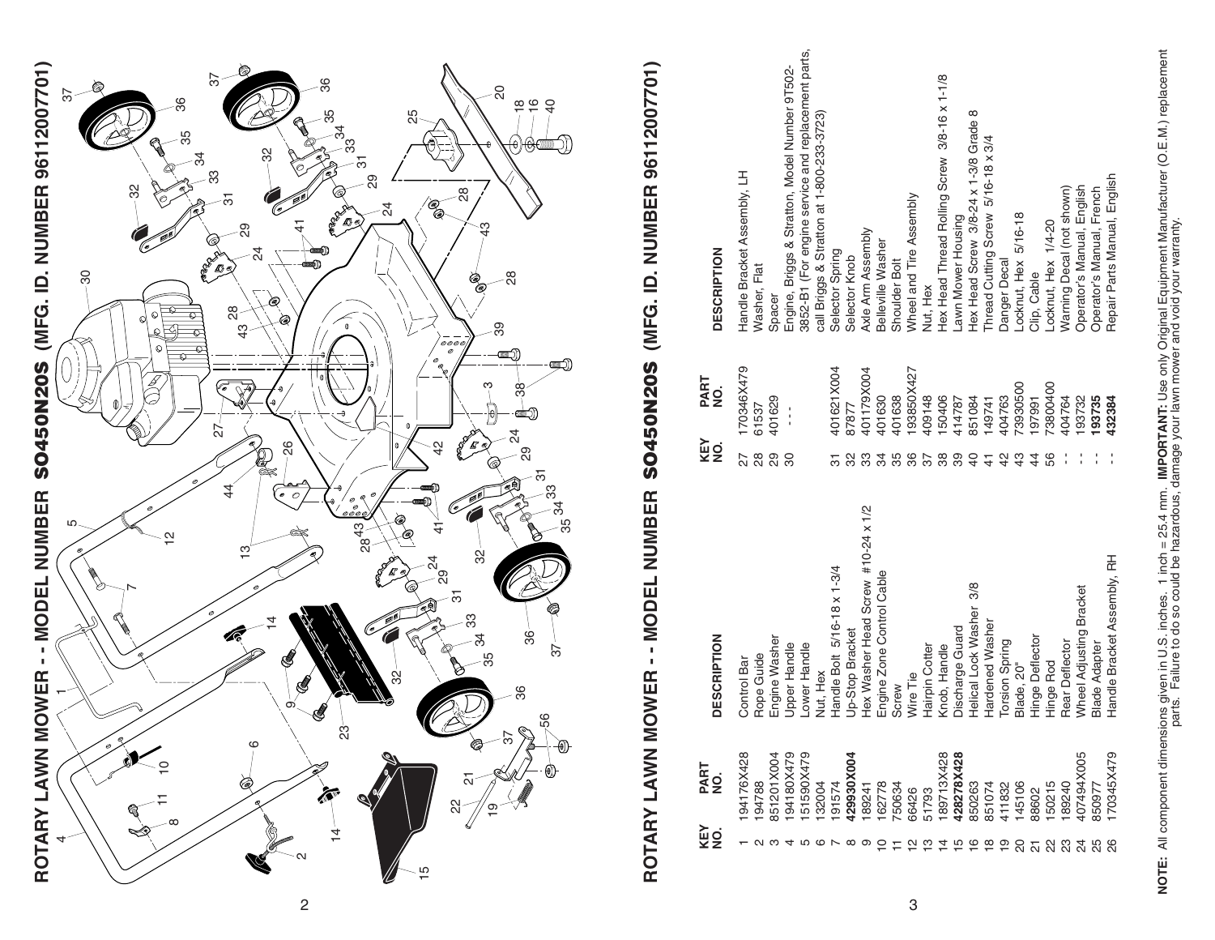# ROTARY LAWN MOWER - - MODEL NUMBER SO450N20S (MFG. ID. NUMBER 96112007701)

1
4
8
11
10
2
14
6
15
22
21
19
56
37
36
32
35
34
33
31
29
24
28
43
41
9
23
14
7
12
5
13
44
26
27
42
3
38
39
30
25
20
18
16
40

# ROTARY LAWN MOWER - - MODEL NUMBER SO450N20S (MFG. ID. NUMBER 96112007701)

| KEY NO. | PART NO. | DESCRIPTION |
|---|---|---|
| 1 | 194176X428 | Control Bar |
| 2 | 194788 | Rope Guide |
| 3 | 851201X004 | Engine Washer |
| 4 | 194180X479 | Upper Handle |
| 5 | 151590X479 | Lower Handle |
| 6 | 132004 | Nut, Hex |
| 7 | 191574 | Handle Bolt 5/16-18 x 1-3/4 |
| 8 | **429930X004** | Up-Stop Bracket |
| 9 | 189241 | Hex Washer Head Screw #10-24 x 1/2 |
| 10 | 162778 | Engine Zone Control Cable |
| 11 | 750634 | Screw |
| 12 | 66426 | Wire Tie |
| 13 | 51793 | Hairpin Cotter |
| 14 | 189713X428 | Knob, Handle |
| 15 | **428278X428** | Discharge Guard |
| 16 | 850263 | Helical Lock Washer 3/8 |
| 18 | 851074 | Hardened Washer |
| 19 | 411832 | Torsion Spring |
| 20 | 145106 | Blade, 20" |
| 21 | 88602 | Hinge Deflector |
| 22 | 150215 | Hinge Rod |
| 23 | 189240 | Rear Deflector |
| 24 | 407494X005 | Wheel Adjusting Bracket |
| 25 | 850977 | Blade Adapter |
| 26 | 170345X479 | Handle Bracket Assembly, RH |
| 27 | 170346X479 | Handle Bracket Assembly, LH |
| 28 | 61537 | Washer, Flat |
| 29 | 401629 | Spacer |
| 30 | - - - | Engine, Briggs & Stratton, Model Number 9T502-3852-B1 (For engine service and replacement parts, call Briggs & Stratton at 1-800-233-3723) |
| 31 | 401621X004 | Selector Spring |
| 32 | 87877 | Selector Knob |
| 33 | 401179X004 | Axle Arm Assembly |
| 34 | 401630 | Belleville Washer |
| 35 | 401638 | Shoulder Bolt |
| 36 | 193850X427 | Wheel and Tire Assembly |
| 37 | 409148 | Nut, Hex |
| 38 | 150406 | Hex Head Thread Rolling Screw 3/8-16 x 1-1/8 |
| 39 | 414787 | Lawn Mower Housing |
| 40 | 851084 | Hex Head Screw 3/8-24 x 1-3/8 Grade 8 |
| 41 | 149741 | Thread Cutting Screw 5/16-18 x 3/4 |
| 42 | 404763 | Danger Decal |
| 43 | 73930500 | Locknut, Hex 5/16-18 |
| 44 | 197991 | Clip, Cable |
| 56 | 73800400 | Locknut, Hex 1/4-20 |
| - - | 404764 | Warning Decal (not shown) |
| - - | 193732 | Operator's Manual, English |
| - - | **193735** | Operator's Manual, French |
| - - | **432384** | Repair Parts Manual, English |

**NOTE:** All component dimensions given in U.S. inches. 1 inch = 25.4 mm. **IMPORTANT:** Use only Original Equipment Manufacturer (O.E.M.) replacement parts. Failure to do so could be hazardous, damage your lawn mower and void your warranty.